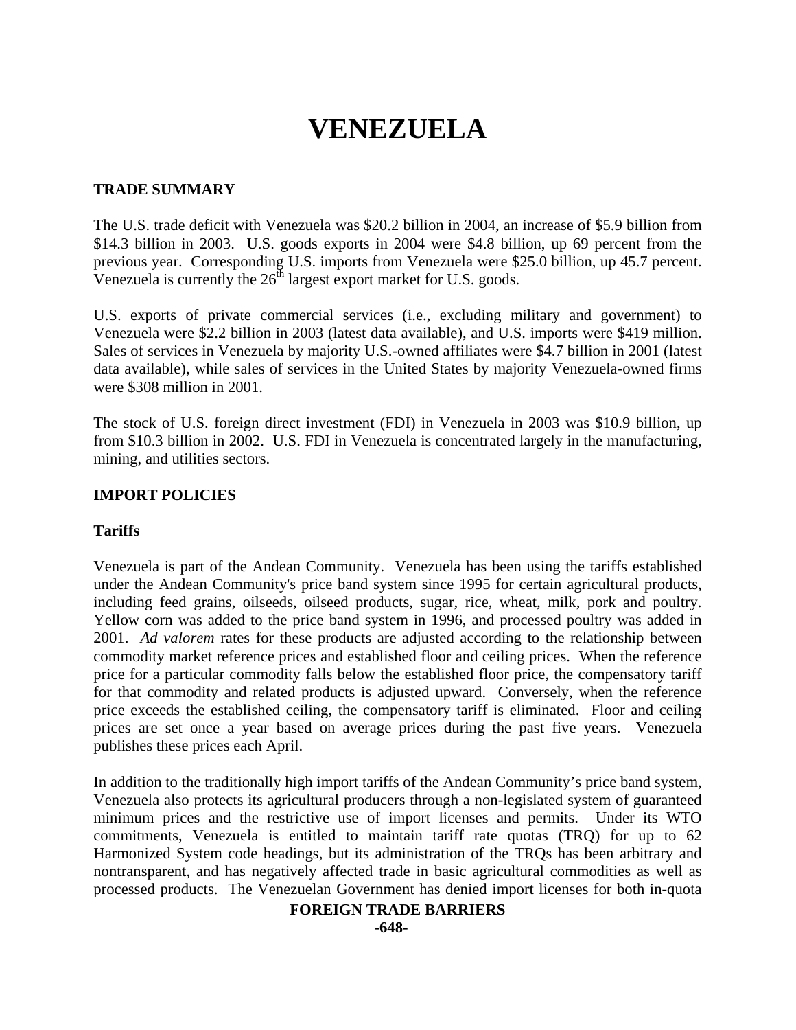# VENEZUELA

## TRADE SUMMARY

The U.S. trade deficit with Venezuela was $20.2 billion in 2004, an increase of $5.9 billion from $14.3 billion in 2003. U.S. goods exports in 2004 were $4.8 billion, up 69 percent from the previous year. Corresponding U.S. imports from Venezuela were $25.0 billion, up 45.7 percent. Venezuela is currently the 26th largest export market for U.S. goods.

U.S. exports of private commercial services (i.e., excluding military and government) to Venezuela were $2.2 billion in 2003 (latest data available), and U.S. imports were $419 million. Sales of services in Venezuela by majority U.S.-owned affiliates were $4.7 billion in 2001 (latest data available), while sales of services in the United States by majority Venezuela-owned firms were $308 million in 2001.

The stock of U.S. foreign direct investment (FDI) in Venezuela in 2003 was $10.9 billion, up from $10.3 billion in 2002. U.S. FDI in Venezuela is concentrated largely in the manufacturing, mining, and utilities sectors.

## IMPORT POLICIES

### Tariffs

Venezuela is part of the Andean Community. Venezuela has been using the tariffs established under the Andean Community's price band system since 1995 for certain agricultural products, including feed grains, oilseeds, oilseed products, sugar, rice, wheat, milk, pork and poultry. Yellow corn was added to the price band system in 1996, and processed poultry was added in 2001. *Ad valorem* rates for these products are adjusted according to the relationship between commodity market reference prices and established floor and ceiling prices. When the reference price for a particular commodity falls below the established floor price, the compensatory tariff for that commodity and related products is adjusted upward. Conversely, when the reference price exceeds the established ceiling, the compensatory tariff is eliminated. Floor and ceiling prices are set once a year based on average prices during the past five years. Venezuela publishes these prices each April.

In addition to the traditionally high import tariffs of the Andean Community's price band system, Venezuela also protects its agricultural producers through a non-legislated system of guaranteed minimum prices and the restrictive use of import licenses and permits. Under its WTO commitments, Venezuela is entitled to maintain tariff rate quotas (TRQ) for up to 62 Harmonized System code headings, but its administration of the TRQs has been arbitrary and nontransparent, and has negatively affected trade in basic agricultural commodities as well as processed products. The Venezuelan Government has denied import licenses for both in-quota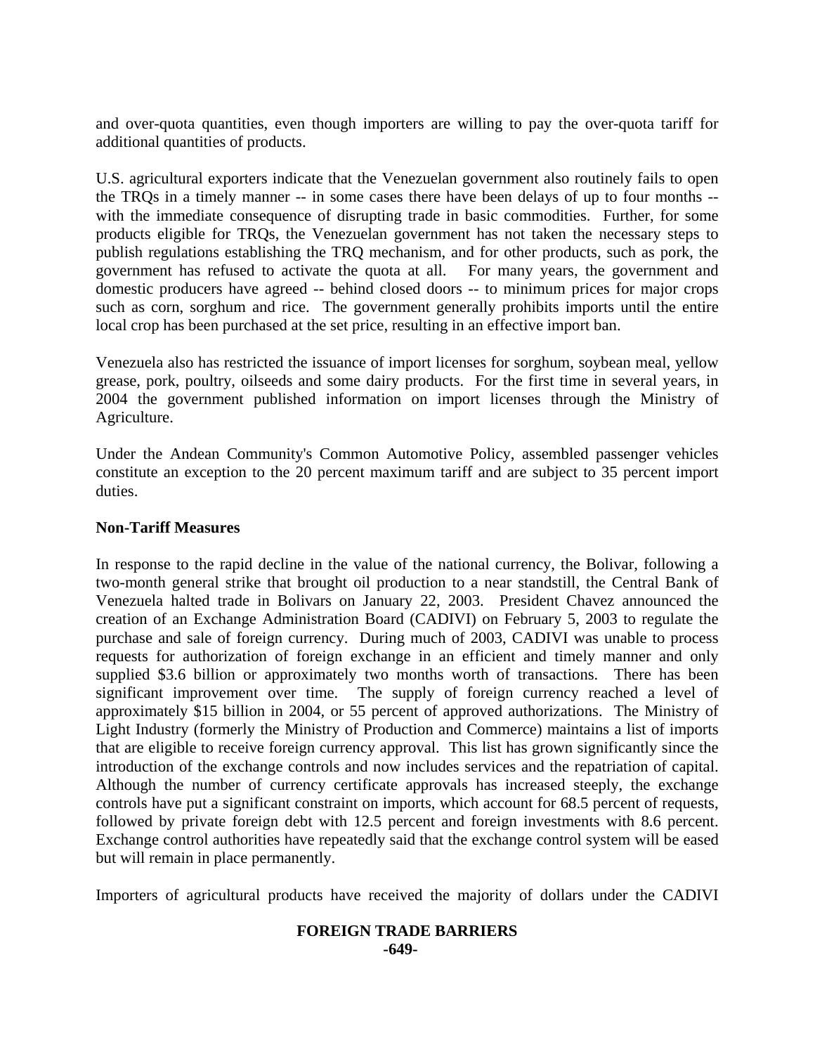and over-quota quantities, even though importers are willing to pay the over-quota tariff for additional quantities of products.

U.S. agricultural exporters indicate that the Venezuelan government also routinely fails to open the TRQs in a timely manner -- in some cases there have been delays of up to four months -- with the immediate consequence of disrupting trade in basic commodities. Further, for some products eligible for TRQs, the Venezuelan government has not taken the necessary steps to publish regulations establishing the TRQ mechanism, and for other products, such as pork, the government has refused to activate the quota at all. For many years, the government and domestic producers have agreed -- behind closed doors -- to minimum prices for major crops such as corn, sorghum and rice. The government generally prohibits imports until the entire local crop has been purchased at the set price, resulting in an effective import ban.

Venezuela also has restricted the issuance of import licenses for sorghum, soybean meal, yellow grease, pork, poultry, oilseeds and some dairy products. For the first time in several years, in 2004 the government published information on import licenses through the Ministry of Agriculture.

Under the Andean Community's Common Automotive Policy, assembled passenger vehicles constitute an exception to the 20 percent maximum tariff and are subject to 35 percent import duties.

**Non-Tariff Measures**

In response to the rapid decline in the value of the national currency, the Bolivar, following a two-month general strike that brought oil production to a near standstill, the Central Bank of Venezuela halted trade in Bolivars on January 22, 2003. President Chavez announced the creation of an Exchange Administration Board (CADIVI) on February 5, 2003 to regulate the purchase and sale of foreign currency. During much of 2003, CADIVI was unable to process requests for authorization of foreign exchange in an efficient and timely manner and only supplied \$3.6 billion or approximately two months worth of transactions. There has been significant improvement over time. The supply of foreign currency reached a level of approximately \$15 billion in 2004, or 55 percent of approved authorizations. The Ministry of Light Industry (formerly the Ministry of Production and Commerce) maintains a list of imports that are eligible to receive foreign currency approval. This list has grown significantly since the introduction of the exchange controls and now includes services and the repatriation of capital. Although the number of currency certificate approvals has increased steeply, the exchange controls have put a significant constraint on imports, which account for 68.5 percent of requests, followed by private foreign debt with 12.5 percent and foreign investments with 8.6 percent. Exchange control authorities have repeatedly said that the exchange control system will be eased but will remain in place permanently.

Importers of agricultural products have received the majority of dollars under the CADIVI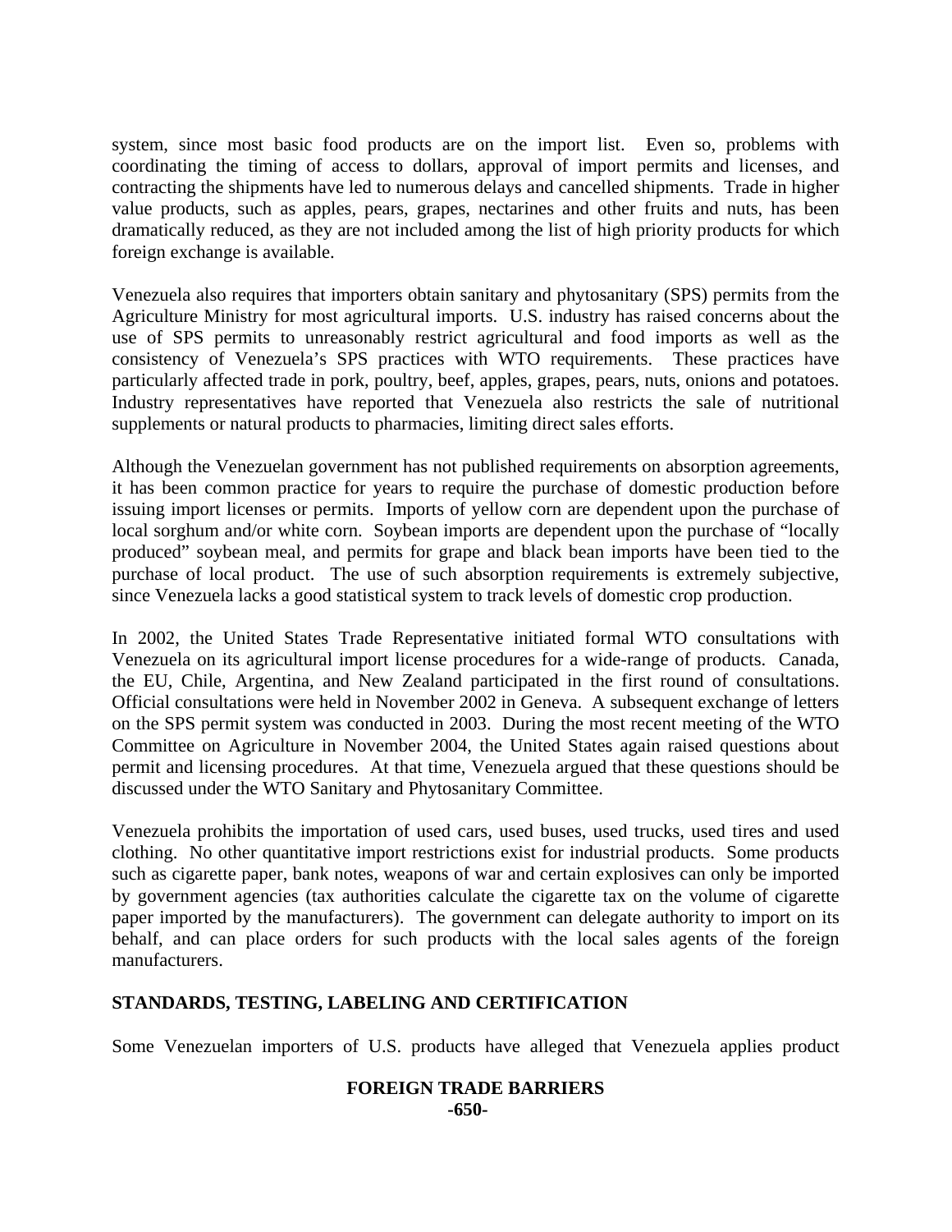system, since most basic food products are on the import list. Even so, problems with coordinating the timing of access to dollars, approval of import permits and licenses, and contracting the shipments have led to numerous delays and cancelled shipments. Trade in higher value products, such as apples, pears, grapes, nectarines and other fruits and nuts, has been dramatically reduced, as they are not included among the list of high priority products for which foreign exchange is available.

Venezuela also requires that importers obtain sanitary and phytosanitary (SPS) permits from the Agriculture Ministry for most agricultural imports. U.S. industry has raised concerns about the use of SPS permits to unreasonably restrict agricultural and food imports as well as the consistency of Venezuela's SPS practices with WTO requirements. These practices have particularly affected trade in pork, poultry, beef, apples, grapes, pears, nuts, onions and potatoes. Industry representatives have reported that Venezuela also restricts the sale of nutritional supplements or natural products to pharmacies, limiting direct sales efforts.

Although the Venezuelan government has not published requirements on absorption agreements, it has been common practice for years to require the purchase of domestic production before issuing import licenses or permits. Imports of yellow corn are dependent upon the purchase of local sorghum and/or white corn. Soybean imports are dependent upon the purchase of "locally produced" soybean meal, and permits for grape and black bean imports have been tied to the purchase of local product. The use of such absorption requirements is extremely subjective, since Venezuela lacks a good statistical system to track levels of domestic crop production.

In 2002, the United States Trade Representative initiated formal WTO consultations with Venezuela on its agricultural import license procedures for a wide-range of products. Canada, the EU, Chile, Argentina, and New Zealand participated in the first round of consultations. Official consultations were held in November 2002 in Geneva. A subsequent exchange of letters on the SPS permit system was conducted in 2003. During the most recent meeting of the WTO Committee on Agriculture in November 2004, the United States again raised questions about permit and licensing procedures. At that time, Venezuela argued that these questions should be discussed under the WTO Sanitary and Phytosanitary Committee.

Venezuela prohibits the importation of used cars, used buses, used trucks, used tires and used clothing. No other quantitative import restrictions exist for industrial products. Some products such as cigarette paper, bank notes, weapons of war and certain explosives can only be imported by government agencies (tax authorities calculate the cigarette tax on the volume of cigarette paper imported by the manufacturers). The government can delegate authority to import on its behalf, and can place orders for such products with the local sales agents of the foreign manufacturers.

## STANDARDS, TESTING, LABELING AND CERTIFICATION

Some Venezuelan importers of U.S. products have alleged that Venezuela applies product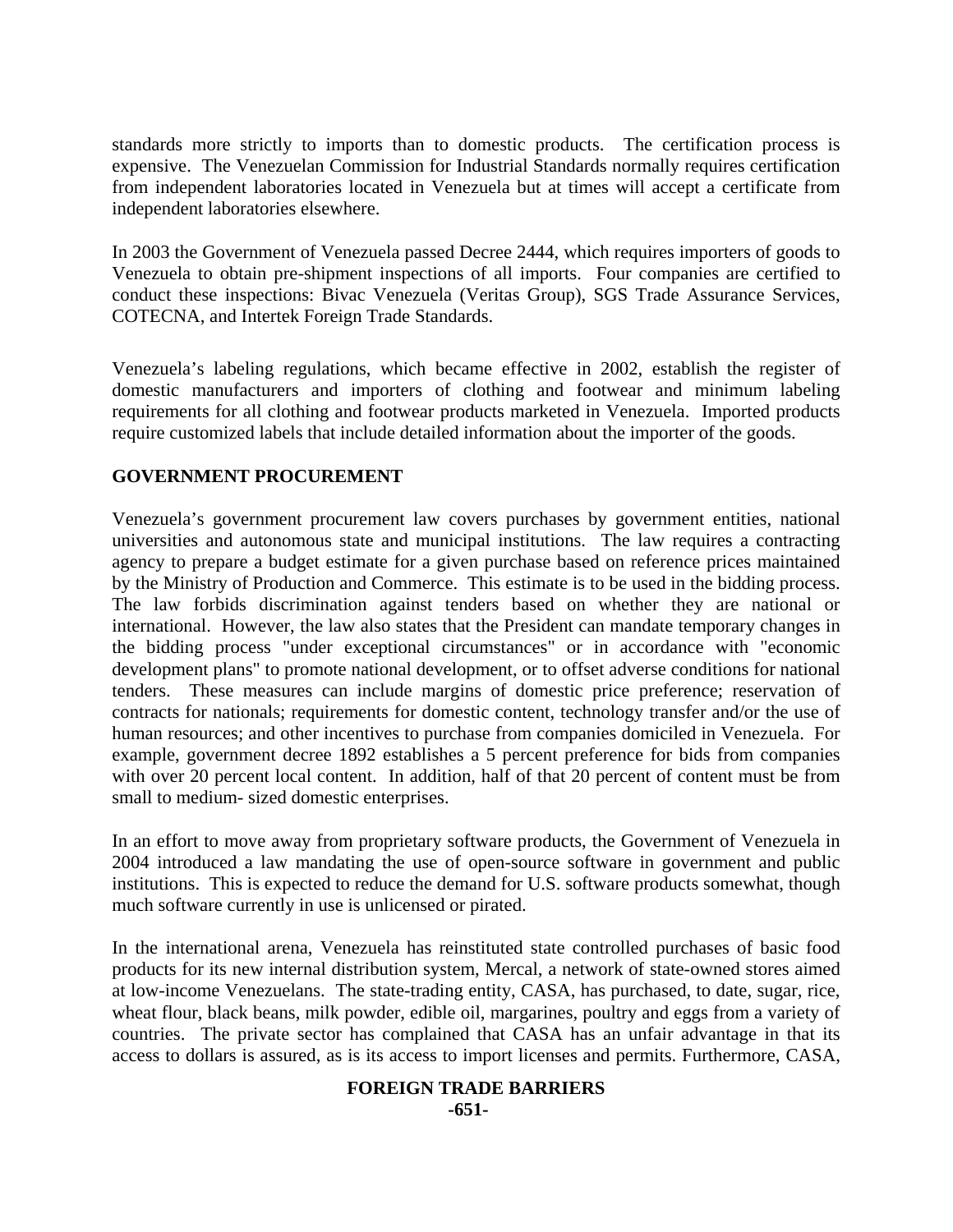standards more strictly to imports than to domestic products. The certification process is expensive. The Venezuelan Commission for Industrial Standards normally requires certification from independent laboratories located in Venezuela but at times will accept a certificate from independent laboratories elsewhere.

In 2003 the Government of Venezuela passed Decree 2444, which requires importers of goods to Venezuela to obtain pre-shipment inspections of all imports. Four companies are certified to conduct these inspections: Bivac Venezuela (Veritas Group), SGS Trade Assurance Services, COTECNA, and Intertek Foreign Trade Standards.

Venezuela's labeling regulations, which became effective in 2002, establish the register of domestic manufacturers and importers of clothing and footwear and minimum labeling requirements for all clothing and footwear products marketed in Venezuela. Imported products require customized labels that include detailed information about the importer of the goods.

## GOVERNMENT PROCUREMENT

Venezuela's government procurement law covers purchases by government entities, national universities and autonomous state and municipal institutions. The law requires a contracting agency to prepare a budget estimate for a given purchase based on reference prices maintained by the Ministry of Production and Commerce. This estimate is to be used in the bidding process. The law forbids discrimination against tenders based on whether they are national or international. However, the law also states that the President can mandate temporary changes in the bidding process "under exceptional circumstances" or in accordance with "economic development plans" to promote national development, or to offset adverse conditions for national tenders. These measures can include margins of domestic price preference; reservation of contracts for nationals; requirements for domestic content, technology transfer and/or the use of human resources; and other incentives to purchase from companies domiciled in Venezuela. For example, government decree 1892 establishes a 5 percent preference for bids from companies with over 20 percent local content. In addition, half of that 20 percent of content must be from small to medium- sized domestic enterprises.

In an effort to move away from proprietary software products, the Government of Venezuela in 2004 introduced a law mandating the use of open-source software in government and public institutions. This is expected to reduce the demand for U.S. software products somewhat, though much software currently in use is unlicensed or pirated.

In the international arena, Venezuela has reinstituted state controlled purchases of basic food products for its new internal distribution system, Mercal, a network of state-owned stores aimed at low-income Venezuelans. The state-trading entity, CASA, has purchased, to date, sugar, rice, wheat flour, black beans, milk powder, edible oil, margarines, poultry and eggs from a variety of countries. The private sector has complained that CASA has an unfair advantage in that its access to dollars is assured, as is its access to import licenses and permits. Furthermore, CASA,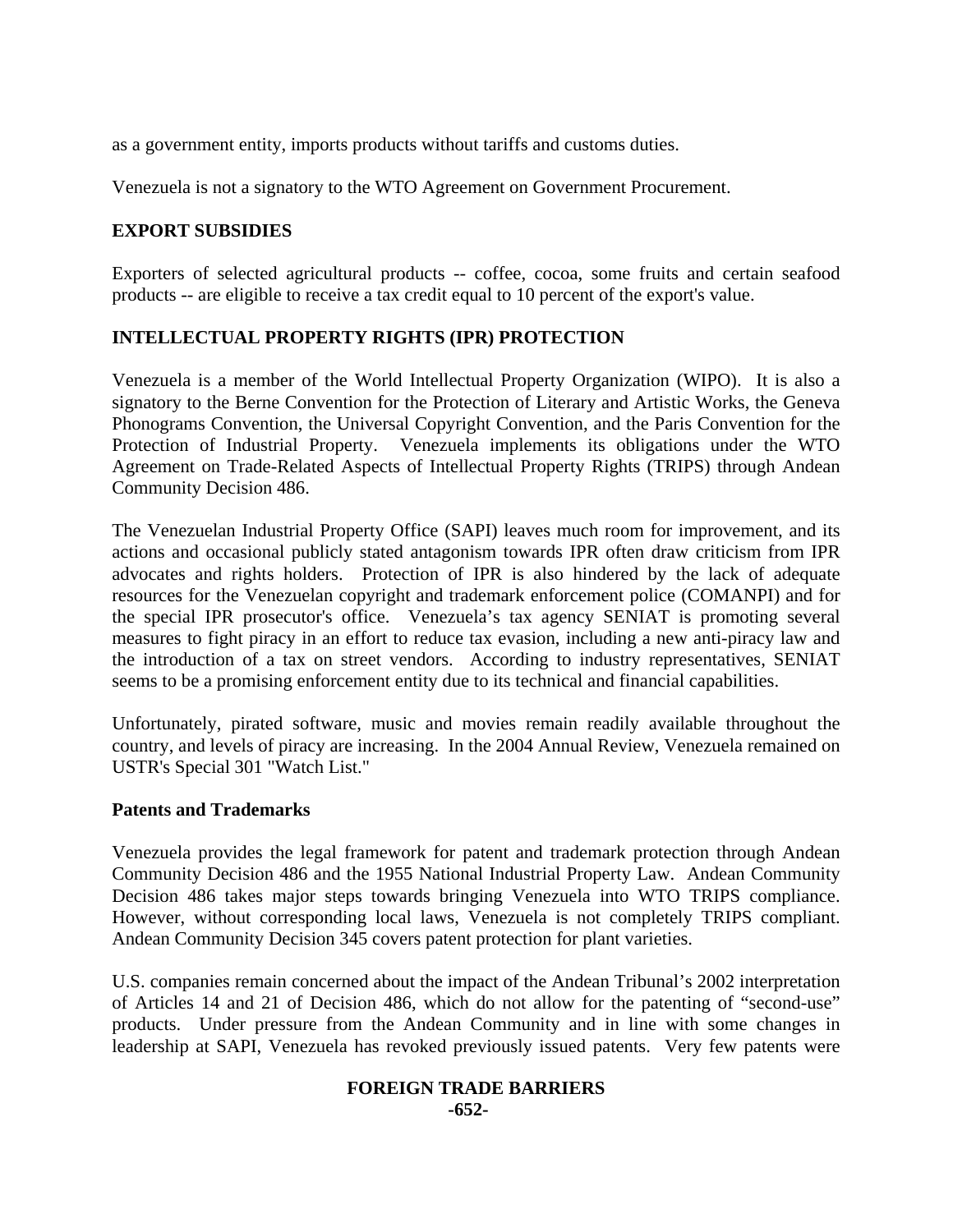as a government entity, imports products without tariffs and customs duties.

Venezuela is not a signatory to the WTO Agreement on Government Procurement.

## EXPORT SUBSIDIES

Exporters of selected agricultural products -- coffee, cocoa, some fruits and certain seafood products -- are eligible to receive a tax credit equal to 10 percent of the export's value.

## INTELLECTUAL PROPERTY RIGHTS (IPR) PROTECTION

Venezuela is a member of the World Intellectual Property Organization (WIPO). It is also a signatory to the Berne Convention for the Protection of Literary and Artistic Works, the Geneva Phonograms Convention, the Universal Copyright Convention, and the Paris Convention for the Protection of Industrial Property. Venezuela implements its obligations under the WTO Agreement on Trade-Related Aspects of Intellectual Property Rights (TRIPS) through Andean Community Decision 486.

The Venezuelan Industrial Property Office (SAPI) leaves much room for improvement, and its actions and occasional publicly stated antagonism towards IPR often draw criticism from IPR advocates and rights holders. Protection of IPR is also hindered by the lack of adequate resources for the Venezuelan copyright and trademark enforcement police (COMANPI) and for the special IPR prosecutor's office. Venezuela's tax agency SENIAT is promoting several measures to fight piracy in an effort to reduce tax evasion, including a new anti-piracy law and the introduction of a tax on street vendors. According to industry representatives, SENIAT seems to be a promising enforcement entity due to its technical and financial capabilities.

Unfortunately, pirated software, music and movies remain readily available throughout the country, and levels of piracy are increasing. In the 2004 Annual Review, Venezuela remained on USTR's Special 301 "Watch List."

### Patents and Trademarks

Venezuela provides the legal framework for patent and trademark protection through Andean Community Decision 486 and the 1955 National Industrial Property Law. Andean Community Decision 486 takes major steps towards bringing Venezuela into WTO TRIPS compliance. However, without corresponding local laws, Venezuela is not completely TRIPS compliant. Andean Community Decision 345 covers patent protection for plant varieties.

U.S. companies remain concerned about the impact of the Andean Tribunal's 2002 interpretation of Articles 14 and 21 of Decision 486, which do not allow for the patenting of "second-use" products. Under pressure from the Andean Community and in line with some changes in leadership at SAPI, Venezuela has revoked previously issued patents. Very few patents were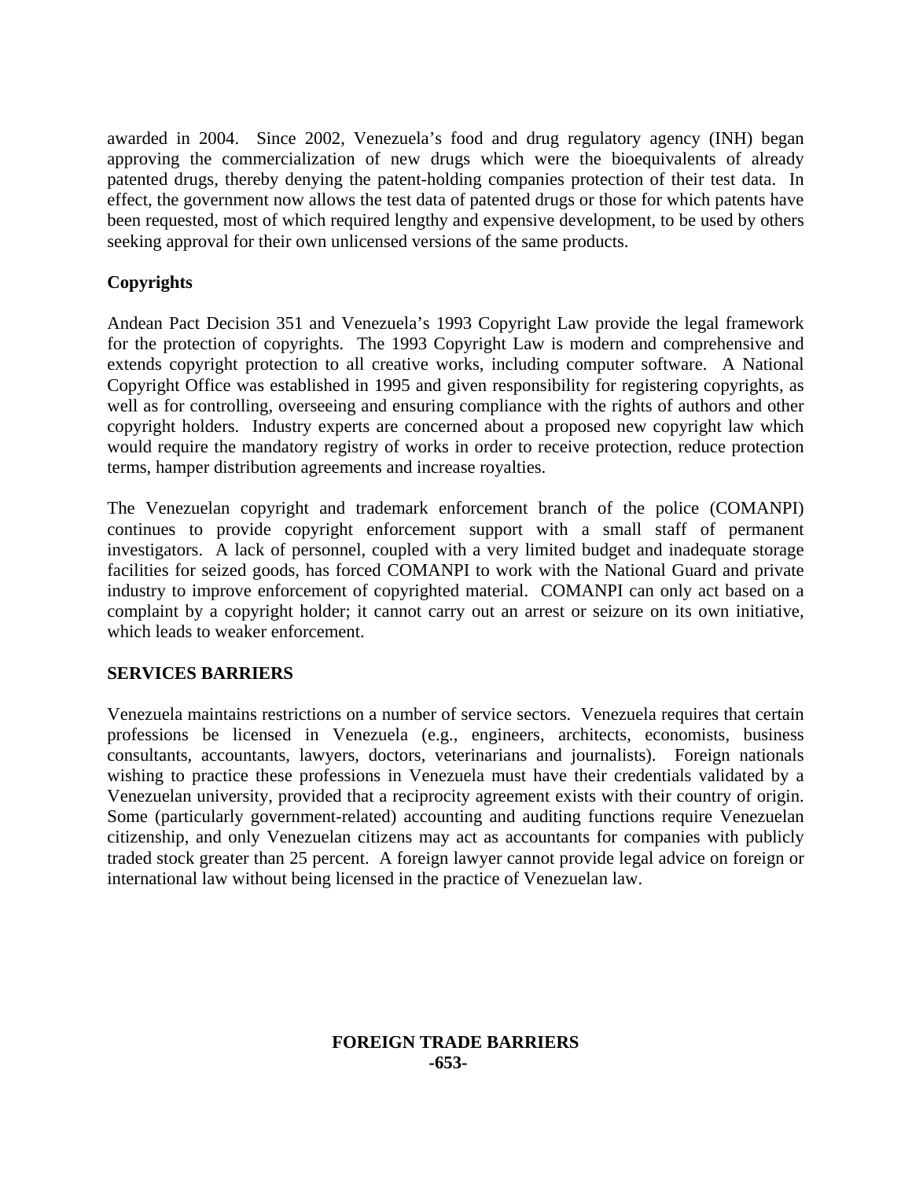awarded in 2004. Since 2002, Venezuela's food and drug regulatory agency (INH) began approving the commercialization of new drugs which were the bioequivalents of already patented drugs, thereby denying the patent-holding companies protection of their test data. In effect, the government now allows the test data of patented drugs or those for which patents have been requested, most of which required lengthy and expensive development, to be used by others seeking approval for their own unlicensed versions of the same products.

**Copyrights**

Andean Pact Decision 351 and Venezuela's 1993 Copyright Law provide the legal framework for the protection of copyrights. The 1993 Copyright Law is modern and comprehensive and extends copyright protection to all creative works, including computer software. A National Copyright Office was established in 1995 and given responsibility for registering copyrights, as well as for controlling, overseeing and ensuring compliance with the rights of authors and other copyright holders. Industry experts are concerned about a proposed new copyright law which would require the mandatory registry of works in order to receive protection, reduce protection terms, hamper distribution agreements and increase royalties.

The Venezuelan copyright and trademark enforcement branch of the police (COMANPI) continues to provide copyright enforcement support with a small staff of permanent investigators. A lack of personnel, coupled with a very limited budget and inadequate storage facilities for seized goods, has forced COMANPI to work with the National Guard and private industry to improve enforcement of copyrighted material. COMANPI can only act based on a complaint by a copyright holder; it cannot carry out an arrest or seizure on its own initiative, which leads to weaker enforcement.

## SERVICES BARRIERS

Venezuela maintains restrictions on a number of service sectors. Venezuela requires that certain professions be licensed in Venezuela (e.g., engineers, architects, economists, business consultants, accountants, lawyers, doctors, veterinarians and journalists). Foreign nationals wishing to practice these professions in Venezuela must have their credentials validated by a Venezuelan university, provided that a reciprocity agreement exists with their country of origin. Some (particularly government-related) accounting and auditing functions require Venezuelan citizenship, and only Venezuelan citizens may act as accountants for companies with publicly traded stock greater than 25 percent. A foreign lawyer cannot provide legal advice on foreign or international law without being licensed in the practice of Venezuelan law.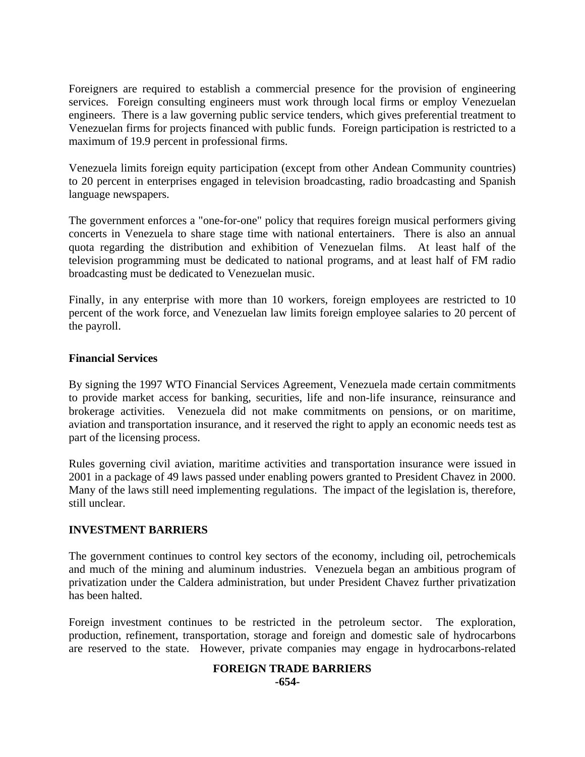Foreigners are required to establish a commercial presence for the provision of engineering services. Foreign consulting engineers must work through local firms or employ Venezuelan engineers. There is a law governing public service tenders, which gives preferential treatment to Venezuelan firms for projects financed with public funds. Foreign participation is restricted to a maximum of 19.9 percent in professional firms.

Venezuela limits foreign equity participation (except from other Andean Community countries) to 20 percent in enterprises engaged in television broadcasting, radio broadcasting and Spanish language newspapers.

The government enforces a "one-for-one" policy that requires foreign musical performers giving concerts in Venezuela to share stage time with national entertainers. There is also an annual quota regarding the distribution and exhibition of Venezuelan films. At least half of the television programming must be dedicated to national programs, and at least half of FM radio broadcasting must be dedicated to Venezuelan music.

Finally, in any enterprise with more than 10 workers, foreign employees are restricted to 10 percent of the work force, and Venezuelan law limits foreign employee salaries to 20 percent of the payroll.

### Financial Services

By signing the 1997 WTO Financial Services Agreement, Venezuela made certain commitments to provide market access for banking, securities, life and non-life insurance, reinsurance and brokerage activities. Venezuela did not make commitments on pensions, or on maritime, aviation and transportation insurance, and it reserved the right to apply an economic needs test as part of the licensing process.

Rules governing civil aviation, maritime activities and transportation insurance were issued in 2001 in a package of 49 laws passed under enabling powers granted to President Chavez in 2000. Many of the laws still need implementing regulations. The impact of the legislation is, therefore, still unclear.

## INVESTMENT BARRIERS

The government continues to control key sectors of the economy, including oil, petrochemicals and much of the mining and aluminum industries. Venezuela began an ambitious program of privatization under the Caldera administration, but under President Chavez further privatization has been halted.

Foreign investment continues to be restricted in the petroleum sector. The exploration, production, refinement, transportation, storage and foreign and domestic sale of hydrocarbons are reserved to the state. However, private companies may engage in hydrocarbons-related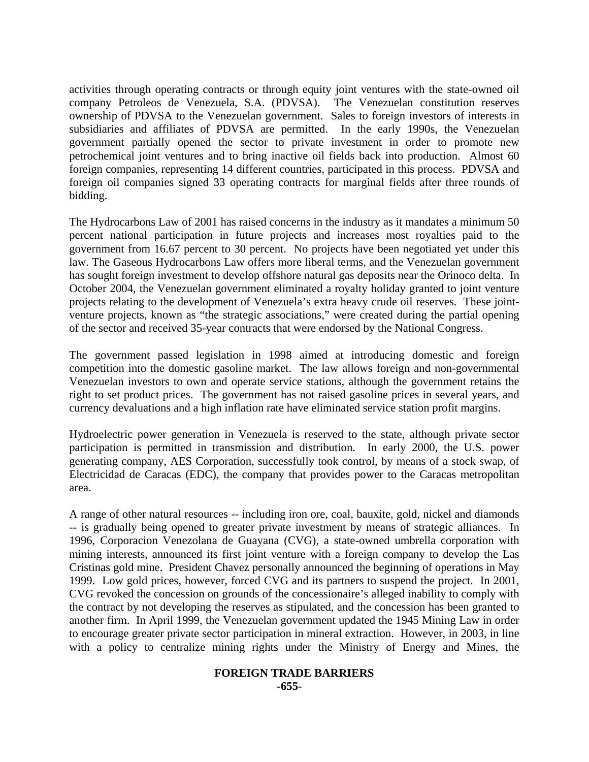activities through operating contracts or through equity joint ventures with the state-owned oil company Petroleos de Venezuela, S.A. (PDVSA). The Venezuelan constitution reserves ownership of PDVSA to the Venezuelan government. Sales to foreign investors of interests in subsidiaries and affiliates of PDVSA are permitted. In the early 1990s, the Venezuelan government partially opened the sector to private investment in order to promote new petrochemical joint ventures and to bring inactive oil fields back into production. Almost 60 foreign companies, representing 14 different countries, participated in this process. PDVSA and foreign oil companies signed 33 operating contracts for marginal fields after three rounds of bidding.

The Hydrocarbons Law of 2001 has raised concerns in the industry as it mandates a minimum 50 percent national participation in future projects and increases most royalties paid to the government from 16.67 percent to 30 percent. No projects have been negotiated yet under this law. The Gaseous Hydrocarbons Law offers more liberal terms, and the Venezuelan government has sought foreign investment to develop offshore natural gas deposits near the Orinoco delta. In October 2004, the Venezuelan government eliminated a royalty holiday granted to joint venture projects relating to the development of Venezuela's extra heavy crude oil reserves. These joint-venture projects, known as "the strategic associations," were created during the partial opening of the sector and received 35-year contracts that were endorsed by the National Congress.

The government passed legislation in 1998 aimed at introducing domestic and foreign competition into the domestic gasoline market. The law allows foreign and non-governmental Venezuelan investors to own and operate service stations, although the government retains the right to set product prices. The government has not raised gasoline prices in several years, and currency devaluations and a high inflation rate have eliminated service station profit margins.

Hydroelectric power generation in Venezuela is reserved to the state, although private sector participation is permitted in transmission and distribution. In early 2000, the U.S. power generating company, AES Corporation, successfully took control, by means of a stock swap, of Electricidad de Caracas (EDC), the company that provides power to the Caracas metropolitan area.

A range of other natural resources -- including iron ore, coal, bauxite, gold, nickel and diamonds -- is gradually being opened to greater private investment by means of strategic alliances. In 1996, Corporacion Venezolana de Guayana (CVG), a state-owned umbrella corporation with mining interests, announced its first joint venture with a foreign company to develop the Las Cristinas gold mine. President Chavez personally announced the beginning of operations in May 1999. Low gold prices, however, forced CVG and its partners to suspend the project. In 2001, CVG revoked the concession on grounds of the concessionaire's alleged inability to comply with the contract by not developing the reserves as stipulated, and the concession has been granted to another firm. In April 1999, the Venezuelan government updated the 1945 Mining Law in order to encourage greater private sector participation in mineral extraction. However, in 2003, in line with a policy to centralize mining rights under the Ministry of Energy and Mines, the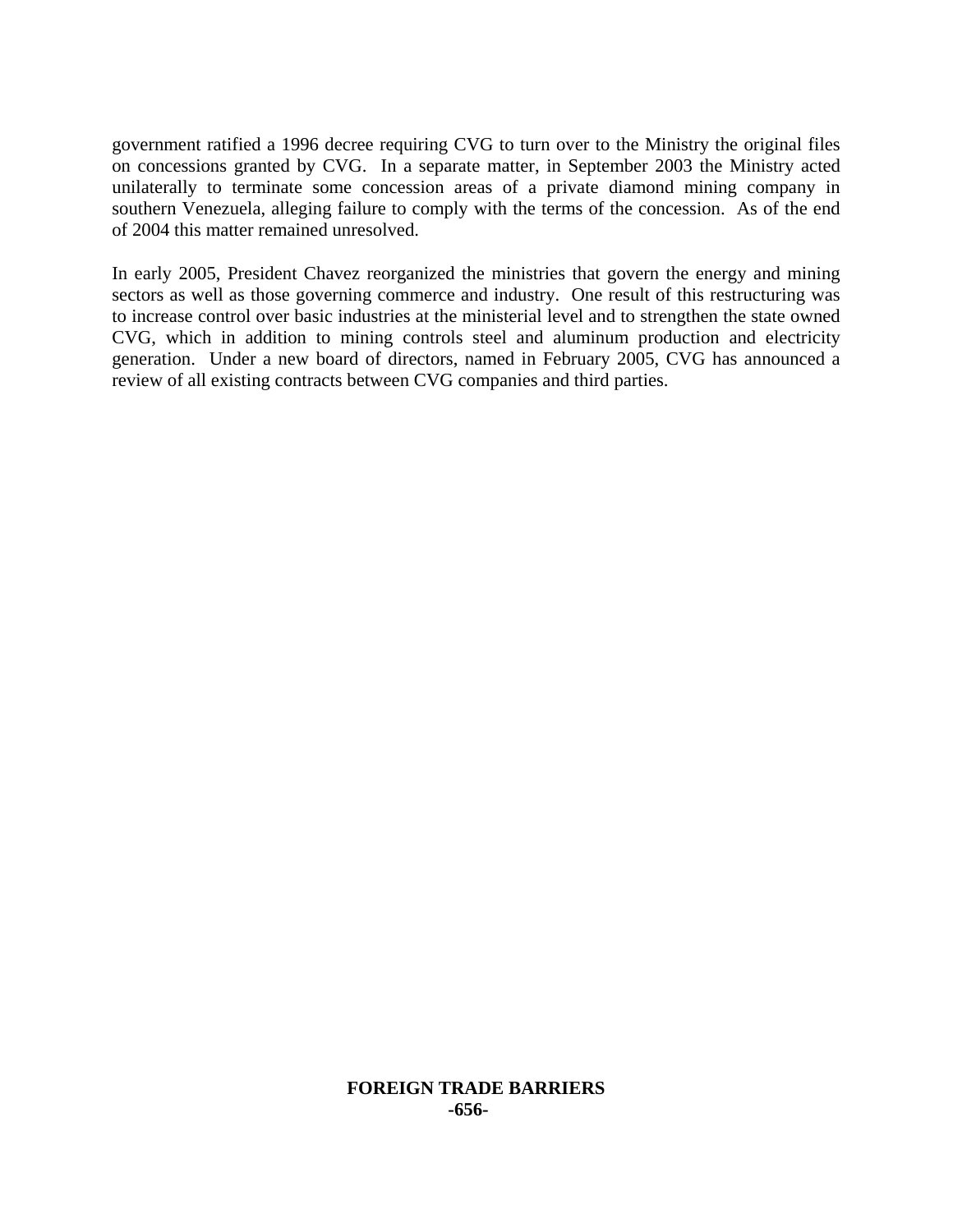government ratified a 1996 decree requiring CVG to turn over to the Ministry the original files on concessions granted by CVG. In a separate matter, in September 2003 the Ministry acted unilaterally to terminate some concession areas of a private diamond mining company in southern Venezuela, alleging failure to comply with the terms of the concession. As of the end of 2004 this matter remained unresolved.

In early 2005, President Chavez reorganized the ministries that govern the energy and mining sectors as well as those governing commerce and industry. One result of this restructuring was to increase control over basic industries at the ministerial level and to strengthen the state owned CVG, which in addition to mining controls steel and aluminum production and electricity generation. Under a new board of directors, named in February 2005, CVG has announced a review of all existing contracts between CVG companies and third parties.